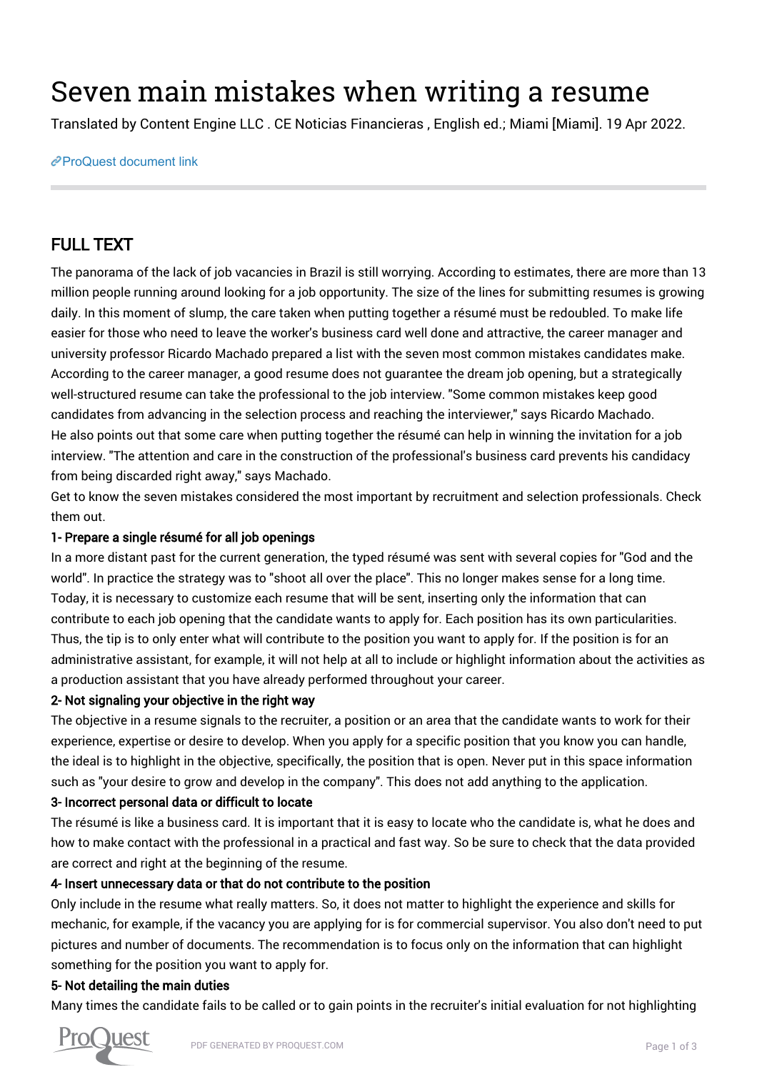# Seven main mistakes when writing a resume

Translated by Content Engine LLC . CE Noticias Financieras , English ed.; Miami [Miami]. 19 Apr 2022.

ProQuest document link

## FULL TEXT

The panorama of the lack of job vacancies in Brazil is still worrying. According to estimates, there are more than 13 million people running around looking for a job opportunity. The size of the lines for submitting resumes is growing daily. In this moment of slump, the care taken when putting together a résumé must be redoubled. To make life easier for those who need to leave the worker's business card well done and attractive, the career manager and university professor Ricardo Machado prepared a list with the seven most common mistakes candidates make.

According to the career manager, a good resume does not guarantee the dream job opening, but a strategically well-structured resume can take the professional to the job interview. "Some common mistakes keep good candidates from advancing in the selection process and reaching the interviewer," says Ricardo Machado.

He also points out that some care when putting together the résumé can help in winning the invitation for a job interview. "The attention and care in the construction of the professional's business card prevents his candidacy from being discarded right away," says Machado.

Get to know the seven mistakes considered the most important by recruitment and selection professionals. Check them out.

**1- Prepare a single résumé for all job openings**

In a more distant past for the current generation, the typed résumé was sent with several copies for "God and the world". In practice the strategy was to "shoot all over the place". This no longer makes sense for a long time. Today, it is necessary to customize each resume that will be sent, inserting only the information that can contribute to each job opening that the candidate wants to apply for. Each position has its own particularities. Thus, the tip is to only enter what will contribute to the position you want to apply for. If the position is for an administrative assistant, for example, it will not help at all to include or highlight information about the activities as a production assistant that you have already performed throughout your career.

**2- Not signaling your objective in the right way**

The objective in a resume signals to the recruiter, a position or an area that the candidate wants to work for their experience, expertise or desire to develop. When you apply for a specific position that you know you can handle, the ideal is to highlight in the objective, specifically, the position that is open. Never put in this space information such as "your desire to grow and develop in the company". This does not add anything to the application.

**3- Incorrect personal data or difficult to locate**

The résumé is like a business card. It is important that it is easy to locate who the candidate is, what he does and how to make contact with the professional in a practical and fast way. So be sure to check that the data provided are correct and right at the beginning of the resume.

**4- Insert unnecessary data or that do not contribute to the position**

Only include in the resume what really matters. So, it does not matter to highlight the experience and skills for mechanic, for example, if the vacancy you are applying for is for commercial supervisor. You also don't need to put pictures and number of documents. The recommendation is to focus only on the information that can highlight something for the position you want to apply for.

**5- Not detailing the main duties**

Many times the candidate fails to be called or to gain points in the recruiter's initial evaluation for not highlighting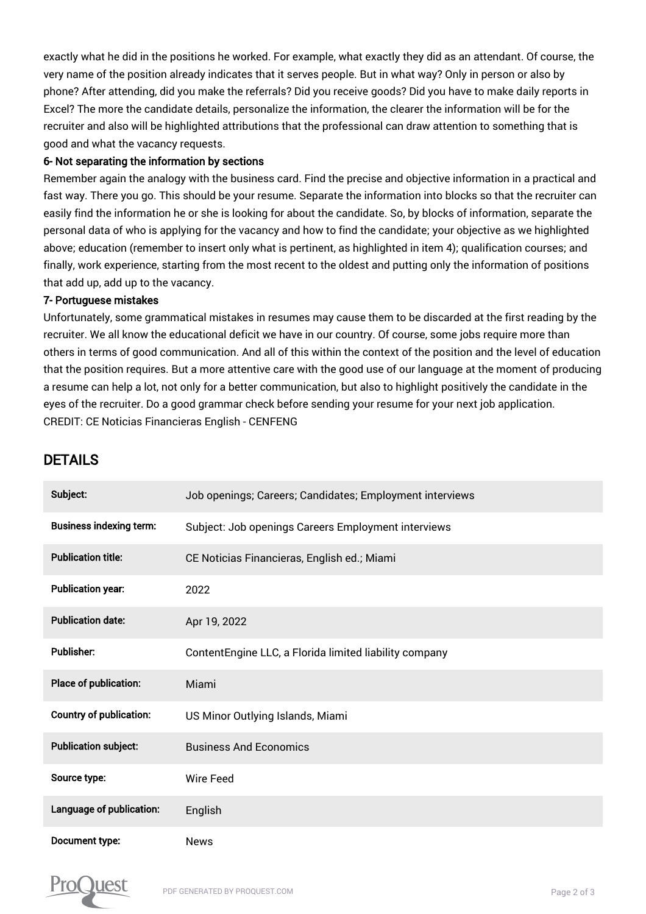exactly what he did in the positions he worked. For example, what exactly they did as an attendant. Of course, the very name of the position already indicates that it serves people. But in what way? Only in person or also by phone? After attending, did you make the referrals? Did you receive goods? Did you have to make daily reports in Excel? The more the candidate details, personalize the information, the clearer the information will be for the recruiter and also will be highlighted attributions that the professional can draw attention to something that is good and what the vacancy requests.

**6- Not separating the information by sections**

Remember again the analogy with the business card. Find the precise and objective information in a practical and fast way. There you go. This should be your resume. Separate the information into blocks so that the recruiter can easily find the information he or she is looking for about the candidate. So, by blocks of information, separate the personal data of who is applying for the vacancy and how to find the candidate; your objective as we highlighted above; education (remember to insert only what is pertinent, as highlighted in item 4); qualification courses; and finally, work experience, starting from the most recent to the oldest and putting only the information of positions that add up, add up to the vacancy.

**7- Portuguese mistakes**

Unfortunately, some grammatical mistakes in resumes may cause them to be discarded at the first reading by the recruiter. We all know the educational deficit we have in our country. Of course, some jobs require more than others in terms of good communication. And all of this within the context of the position and the level of education that the position requires. But a more attentive care with the good use of our language at the moment of producing a resume can help a lot, not only for a better communication, but also to highlight positively the candidate in the eyes of the recruiter. Do a good grammar check before sending your resume for your next job application.

CREDIT: CE Noticias Financieras English - CENFENG

## DETAILS

| | |
|---|---|
| **Subject:** | Job openings; Careers; Candidates; Employment interviews |
| **Business indexing term:** | Subject: Job openings Careers Employment interviews |
| **Publication title:** | CE Noticias Financieras, English ed.; Miami |
| **Publication year:** | 2022 |
| **Publication date:** | Apr 19, 2022 |
| **Publisher:** | ContentEngine LLC, a Florida limited liability company |
| **Place of publication:** | Miami |
| **Country of publication:** | US Minor Outlying Islands, Miami |
| **Publication subject:** | Business And Economics |
| **Source type:** | Wire Feed |
| **Language of publication:** | English |
| **Document type:** | News |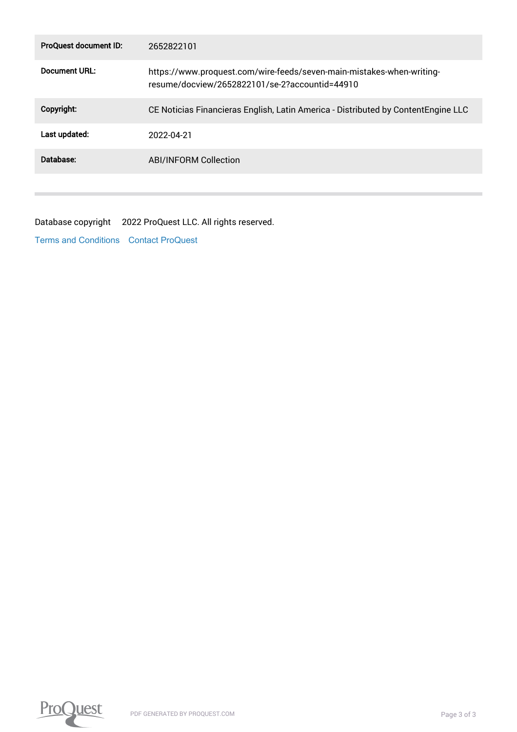| | |
|---|---|
| **ProQuest document ID:** | 2652822101 |
| **Document URL:** | https://www.proquest.com/wire-feeds/seven-main-mistakes-when-writing-resume/docview/2652822101/se-2?accountid=44910 |
| **Copyright:** | CE Noticias Financieras English, Latin America - Distributed by ContentEngine LLC |
| **Last updated:** | 2022-04-21 |
| **Database:** | ABI/INFORM Collection |

Database copyright 2022 ProQuest LLC. All rights reserved.

Terms and Conditions Contact ProQuest